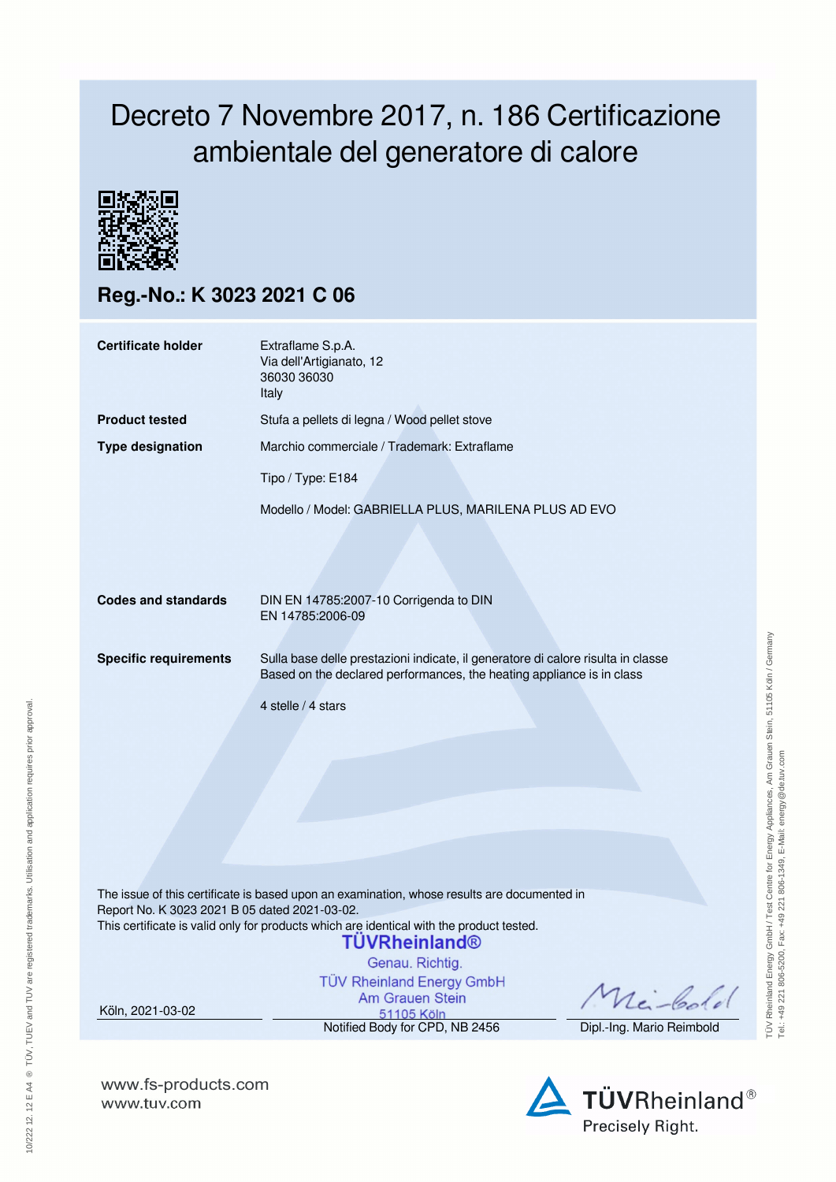# Decreto 7 Novembre 2017, n. 186 Certificazione ambientale del generatore di calore

## Reg.-No.: K 3023 2021 C 06

| | |
|---|---|
| **Certificate holder** | Extraflame S.p.A.<br>Via dell'Artigianato, 12<br>36030 36030<br>Italy |
| **Product tested** | Stufa a pellets di legna / Wood pellet stove |
| **Type designation** | Marchio commerciale / Trademark: Extraflame<br><br>Tipo / Type: E184<br><br>Modello / Model: GABRIELLA PLUS, MARILENA PLUS AD EVO |
| **Codes and standards** | DIN EN 14785:2007-10 Corrigenda to DIN EN 14785:2006-09 |
| **Specific requirements** | Sulla base delle prestazioni indicate, il generatore di calore risulta in classe<br>Based on the declared performances, the heating appliance is in class<br><br>4 stelle / 4 stars |

The issue of this certificate is based upon an examination, whose results are documented in Report No. K 3023 2021 B 05 dated 2021-03-02.
This certificate is valid only for products which are identical with the product tested.

TÜVRheinland®
Genau. Richtig.
TÜV Rheinland Energy GmbH
Am Grauen Stein
51105 Köln

Köln, 2021-03-02

Notified Body for CPD, NB 2456

Dipl.-Ing. Mario Reimbold

TÜV Rheinland Energy GmbH / Test Centre for Energy Appliances, Am Grauen Stein, 51105 Köln / Germany
Tel.: +49 221 806-5200, Fax: +49 221 806-1349, E-Mail: energy@de.tuv.com

10/222 12. 12 E A4 ® TÜV, TUEV and TUV are registered trademarks. Utilisation and application requires prior approval.

www.fs-products.com
www.tuv.com

TÜVRheinland®
Precisely Right.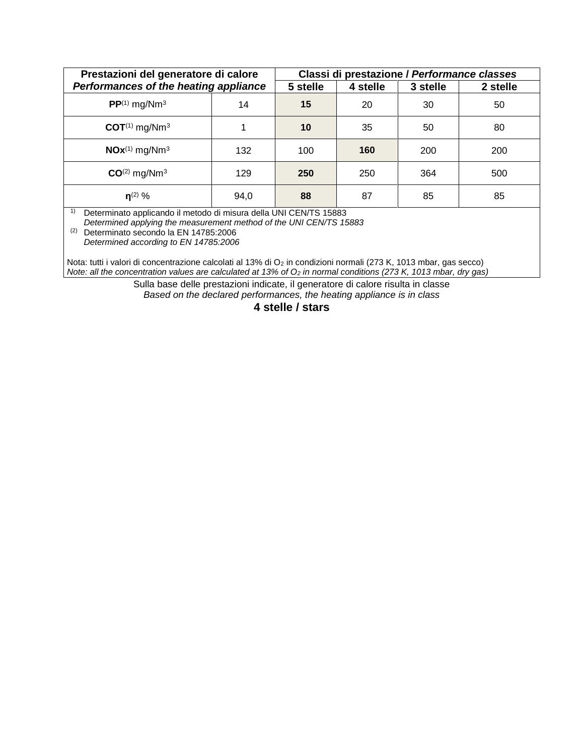| Prestazioni del generatore di calore *Performances of the heating appliance* | | Classi di prestazione / *Performance classes* | | | |
|---|---|---|---|---|---|
| | | 5 stelle | 4 stelle | 3 stelle | 2 stelle |
| **PP**[(1)] mg/Nm3 | 14 | **15** | 20 | 30 | 50 |
| **COT**[(1)] mg/Nm3 | 1 | **10** | 35 | 50 | 80 |
| **NOx**[(1)] mg/Nm3 | 132 | 100 | **160** | 200 | 200 |
| **CO**[(2)] mg/Nm3 | 129 | **250** | 250 | 364 | 500 |
| **η**[(2)] % | 94,0 | **88** | 87 | 85 | 85 |

1) Determinato applicando il metodo di misura della UNI CEN/TS 15883
*Determined applying the measurement method of the UNI CEN/TS 15883*

(2) Determinato secondo la EN 14785:2006
*Determined according to EN 14785:2006*

Nota: tutti i valori di concentrazione calcolati al 13% di $O_2$ in condizioni normali (273 K, 1013 mbar, gas secco)
*Note: all the concentration values are calculated at 13% of $O_2$ in normal conditions (273 K, 1013 mbar, dry gas)*

Sulla base delle prestazioni indicate, il generatore di calore risulta in classe
*Based on the declared performances, the heating appliance is in class*

**4 stelle / stars**